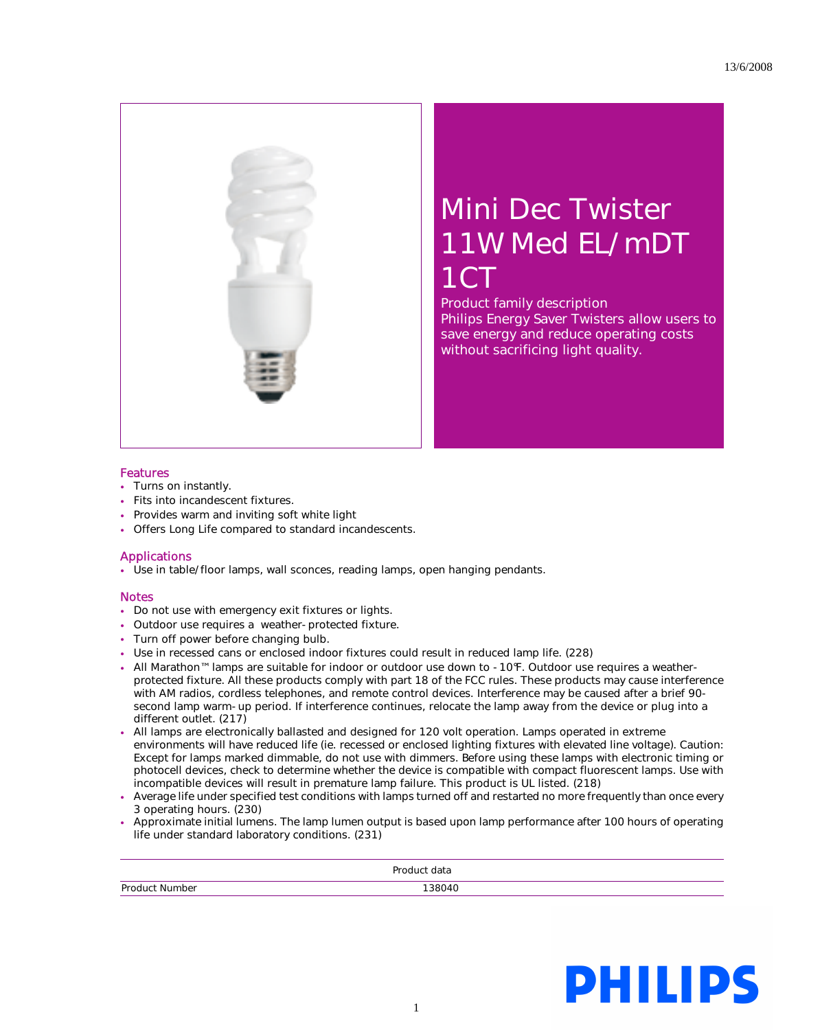13/6/2008

# Mini Dec Twister 11W Med EL/mDT 1CT

Product family description
Philips Energy Saver Twisters allow users to save energy and reduce operating costs without sacrificing light quality.

## Features

- Turns on instantly.
- Fits into incandescent fixtures.
- Provides warm and inviting soft white light
- Offers Long Life compared to standard incandescents.

## Applications

- Use in table/floor lamps, wall sconces, reading lamps, open hanging pendants.

## Notes

- Do not use with emergency exit fixtures or lights.
- Outdoor use requires a weather-protected fixture.
- Turn off power before changing bulb.
- Use in recessed cans or enclosed indoor fixtures could result in reduced lamp life. (228)
- All Marathon™ lamps are suitable for indoor or outdoor use down to -10°F. Outdoor use requires a weather-protected fixture. All these products comply with part 18 of the FCC rules. These products may cause interference with AM radios, cordless telephones, and remote control devices. Interference may be caused after a brief 90-second lamp warm-up period. If interference continues, relocate the lamp away from the device or plug into a different outlet. (217)
- All lamps are electronically ballasted and designed for 120 volt operation. Lamps operated in extreme environments will have reduced life (ie. recessed or enclosed lighting fixtures with elevated line voltage). Caution: Except for lamps marked dimmable, do not use with dimmers. Before using these lamps with electronic timing or photocell devices, check to determine whether the device is compatible with compact fluorescent lamps. Use with incompatible devices will result in premature lamp failure. This product is UL listed. (218)
- Average life under specified test conditions with lamps turned off and restarted no more frequently than once every 3 operating hours. (230)
- Approximate initial lumens. The lamp lumen output is based upon lamp performance after 100 hours of operating life under standard laboratory conditions. (231)

| Product data | |
|---|---|
| Product Number | 138040 |

PHILIPS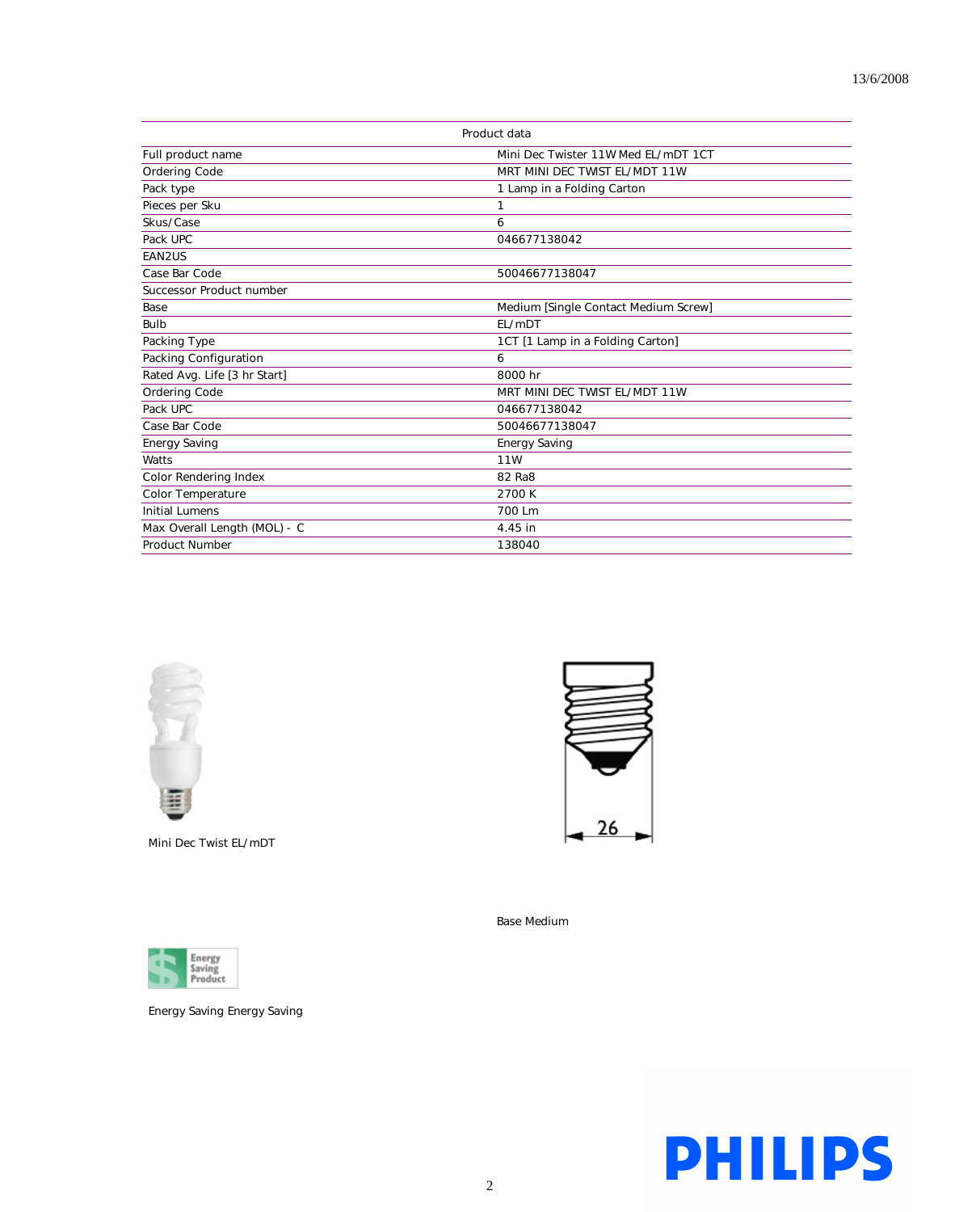13/6/2008

| Product data | |
|---|---|
| Full product name | Mini Dec Twister 11W Med EL/mDT 1CT |
| Ordering Code | MRT MINI DEC TWIST EL/MDT 11W |
| Pack type | 1 Lamp in a Folding Carton |
| Pieces per Sku | 1 |
| Skus/Case | 6 |
| Pack UPC | 046677138042 |
| EAN2US | |
| Case Bar Code | 50046677138047 |
| Successor Product number | |
| Base | Medium [Single Contact Medium Screw] |
| Bulb | EL/mDT |
| Packing Type | 1CT [1 Lamp in a Folding Carton] |
| Packing Configuration | 6 |
| Rated Avg. Life [3 hr Start] | 8000 hr |
| Ordering Code | MRT MINI DEC TWIST EL/MDT 11W |
| Pack UPC | 046677138042 |
| Case Bar Code | 50046677138047 |
| Energy Saving | Energy Saving |
| Watts | 11W |
| Color Rendering Index | 82 Ra8 |
| Color Temperature | 2700 K |
| Initial Lumens | 700 Lm |
| Max Overall Length (MOL) - C | 4.45 in |
| Product Number | 138040 |

Mini Dec Twist EL/mDT

26

Base Medium

Energy Saving Product

Energy Saving Energy Saving

PHILIPS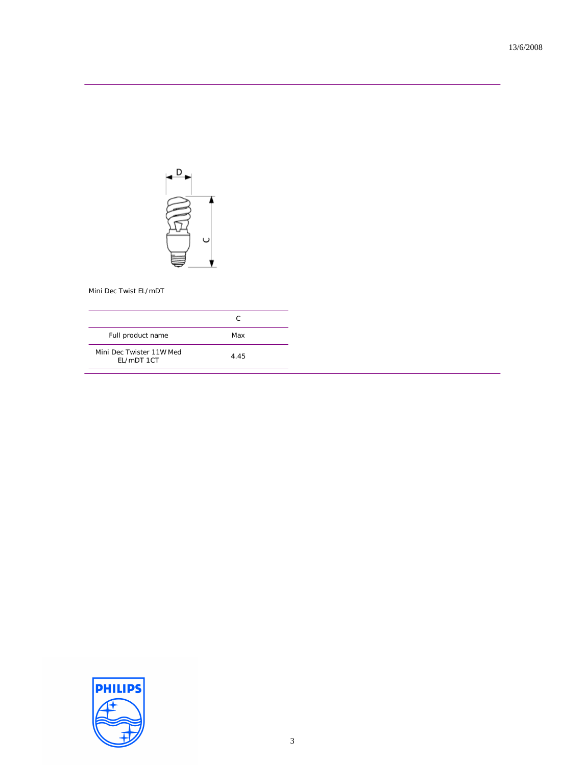D

C

Mini Dec Twist EL/mDT

| | C |
|---|---|
| Full product name | Max |
| Mini Dec Twister 11W Med EL/mDT 1CT | 4.45 |